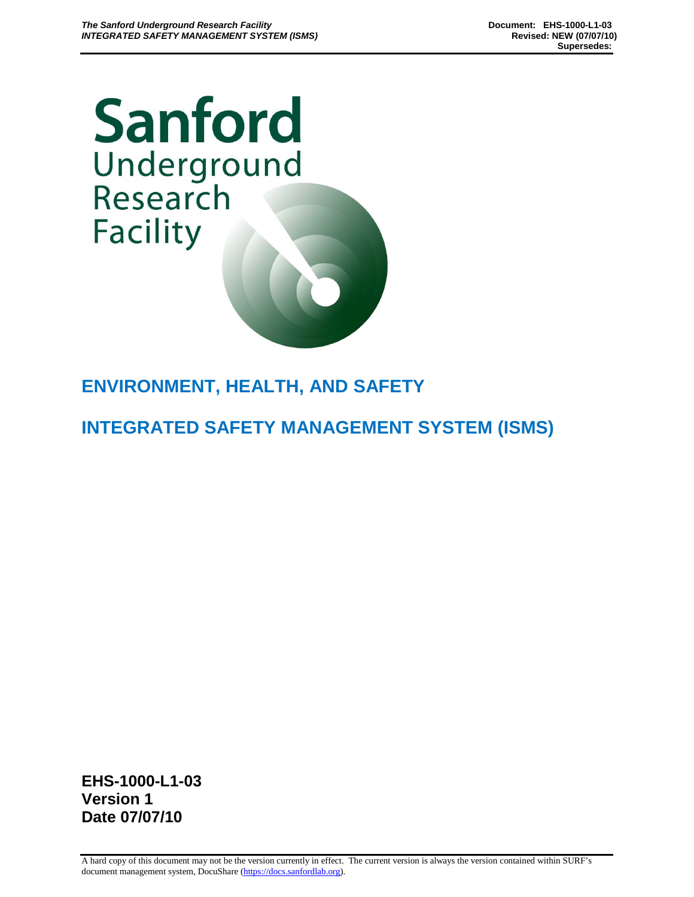Sanford Underground Research Facility

# ENVIRONMENT, HEALTH, AND SAFETY

# INTEGRATED SAFETY MANAGEMENT SYSTEM (ISMS)

**EHS-1000-L1-03**
**Version 1**
**Date 07/07/10**

A hard copy of this document may not be the version currently in effect. The current version is always the version contained within SURF's document management system, DocuShare (https://docs.sanfordlab.org).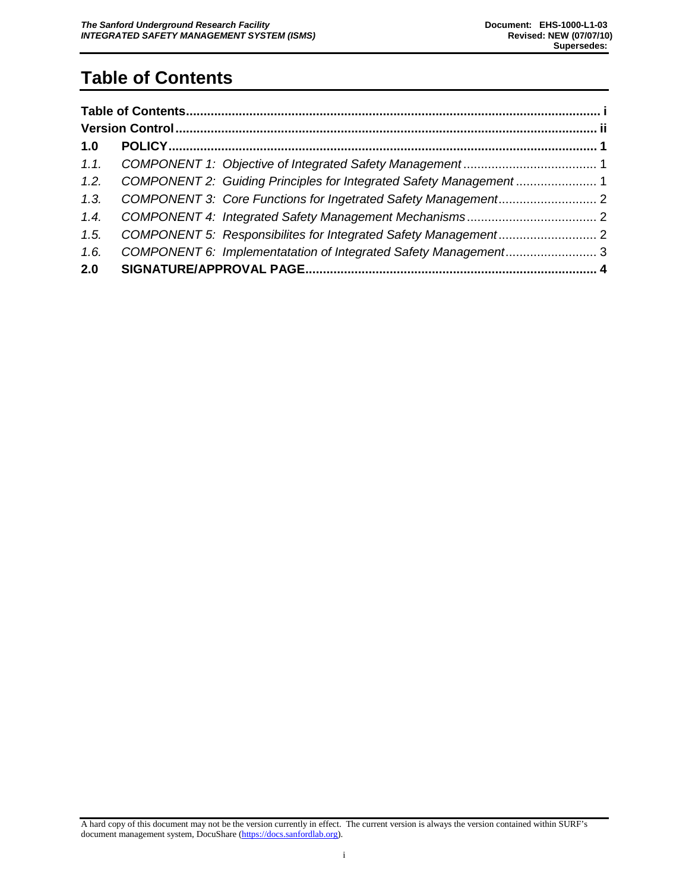# Table of Contents

**Table of Contents** ..... **i**
**Version Control** ..... **ii**
**1.0 POLICY** ..... **1**
*1.1. COMPONENT 1: Objective of Integrated Safety Management* ..... 1
*1.2. COMPONENT 2: Guiding Principles for Integrated Safety Management* ..... 1
*1.3. COMPONENT 3: Core Functions for Ingetrated Safety Management* ..... 2
*1.4. COMPONENT 4: Integrated Safety Management Mechanisms* ..... 2
*1.5. COMPONENT 5: Responsibilites for Integrated Safety Management* ..... 2
*1.6. COMPONENT 6: Implementatation of Integrated Safety Management* ..... 3
**2.0 SIGNATURE/APPROVAL PAGE** ..... **4**

A hard copy of this document may not be the version currently in effect. The current version is always the version contained within SURF's document management system, DocuShare (https://docs.sanfordlab.org).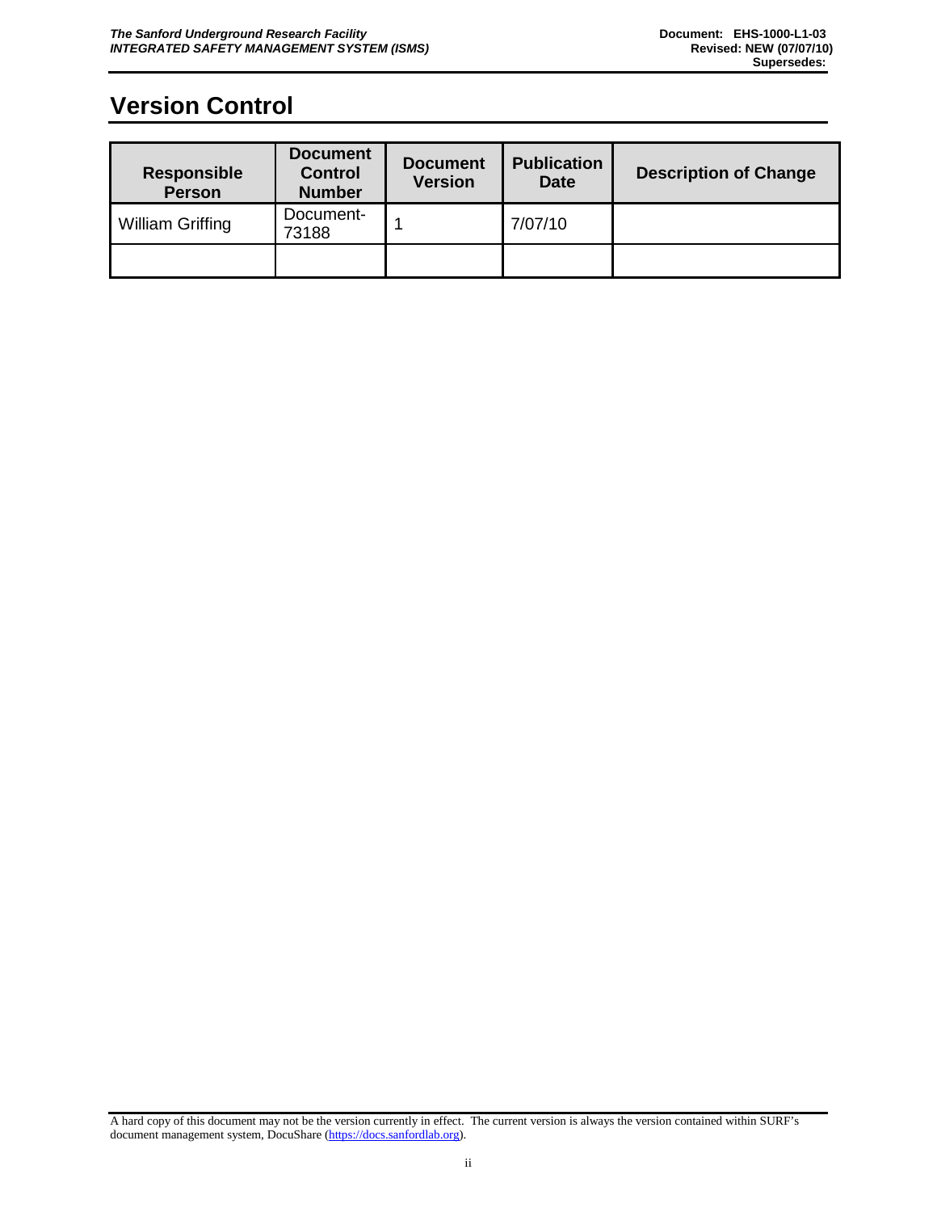# Version Control

| Responsible Person | Document Control Number | Document Version | Publication Date | Description of Change |
|---|---|---|---|---|
| William Griffing | Document-73188 | 1 | 7/07/10 | |
| | | | | |

A hard copy of this document may not be the version currently in effect. The current version is always the version contained within SURF's document management system, DocuShare (https://docs.sanfordlab.org).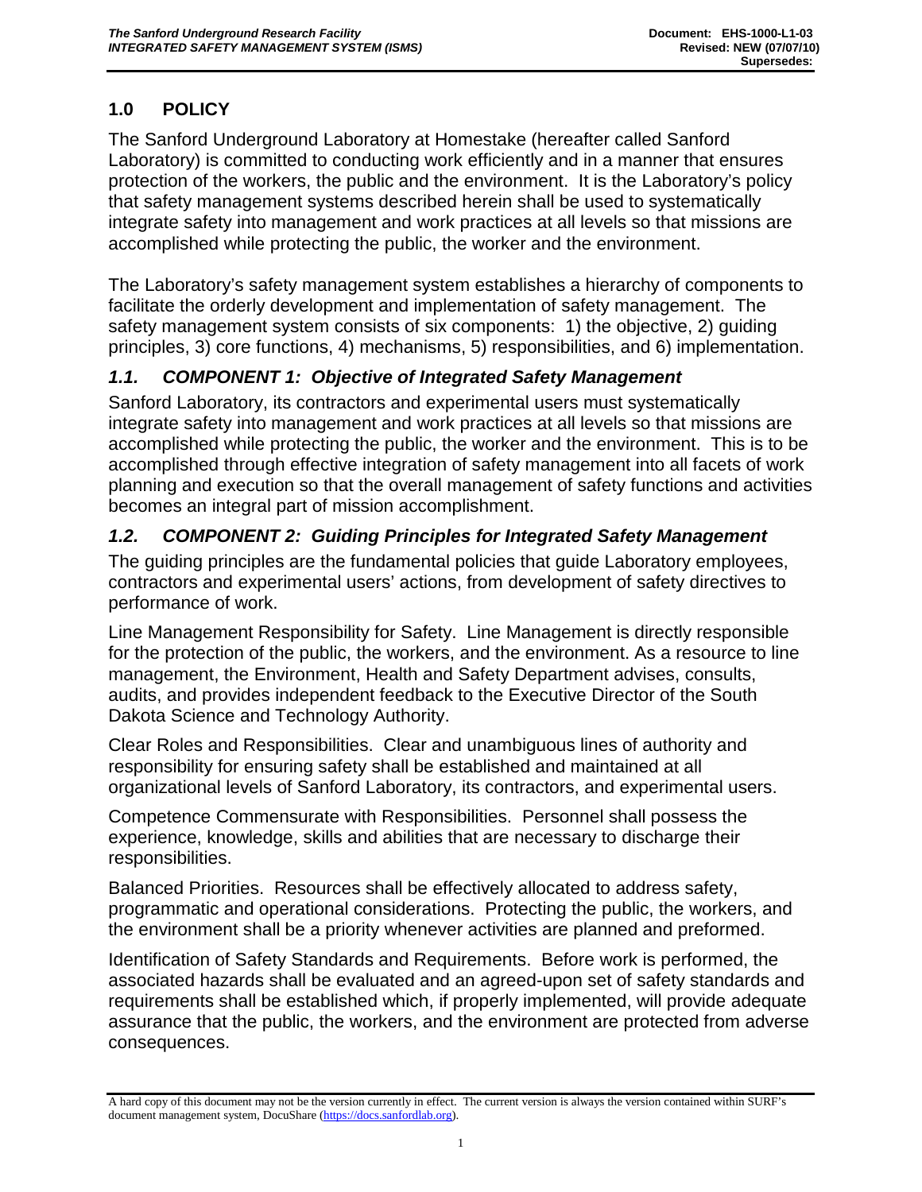## 1.0 POLICY

The Sanford Underground Laboratory at Homestake (hereafter called Sanford Laboratory) is committed to conducting work efficiently and in a manner that ensures protection of the workers, the public and the environment. It is the Laboratory's policy that safety management systems described herein shall be used to systematically integrate safety into management and work practices at all levels so that missions are accomplished while protecting the public, the worker and the environment.

The Laboratory's safety management system establishes a hierarchy of components to facilitate the orderly development and implementation of safety management. The safety management system consists of six components: 1) the objective, 2) guiding principles, 3) core functions, 4) mechanisms, 5) responsibilities, and 6) implementation.

### *1.1. COMPONENT 1: Objective of Integrated Safety Management*

Sanford Laboratory, its contractors and experimental users must systematically integrate safety into management and work practices at all levels so that missions are accomplished while protecting the public, the worker and the environment. This is to be accomplished through effective integration of safety management into all facets of work planning and execution so that the overall management of safety functions and activities becomes an integral part of mission accomplishment.

### *1.2. COMPONENT 2: Guiding Principles for Integrated Safety Management*

The guiding principles are the fundamental policies that guide Laboratory employees, contractors and experimental users' actions, from development of safety directives to performance of work.

Line Management Responsibility for Safety. Line Management is directly responsible for the protection of the public, the workers, and the environment. As a resource to line management, the Environment, Health and Safety Department advises, consults, audits, and provides independent feedback to the Executive Director of the South Dakota Science and Technology Authority.

Clear Roles and Responsibilities. Clear and unambiguous lines of authority and responsibility for ensuring safety shall be established and maintained at all organizational levels of Sanford Laboratory, its contractors, and experimental users.

Competence Commensurate with Responsibilities. Personnel shall possess the experience, knowledge, skills and abilities that are necessary to discharge their responsibilities.

Balanced Priorities. Resources shall be effectively allocated to address safety, programmatic and operational considerations. Protecting the public, the workers, and the environment shall be a priority whenever activities are planned and preformed.

Identification of Safety Standards and Requirements. Before work is performed, the associated hazards shall be evaluated and an agreed-upon set of safety standards and requirements shall be established which, if properly implemented, will provide adequate assurance that the public, the workers, and the environment are protected from adverse consequences.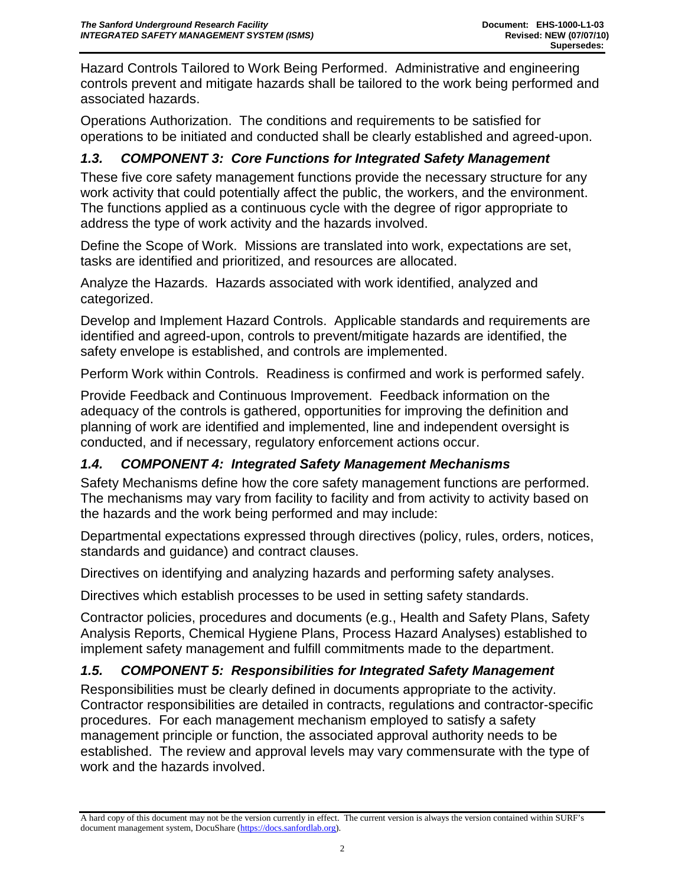Hazard Controls Tailored to Work Being Performed. Administrative and engineering controls prevent and mitigate hazards shall be tailored to the work being performed and associated hazards.

Operations Authorization. The conditions and requirements to be satisfied for operations to be initiated and conducted shall be clearly established and agreed-upon.

### *1.3. COMPONENT 3: Core Functions for Integrated Safety Management*

These five core safety management functions provide the necessary structure for any work activity that could potentially affect the public, the workers, and the environment. The functions applied as a continuous cycle with the degree of rigor appropriate to address the type of work activity and the hazards involved.

Define the Scope of Work. Missions are translated into work, expectations are set, tasks are identified and prioritized, and resources are allocated.

Analyze the Hazards. Hazards associated with work identified, analyzed and categorized.

Develop and Implement Hazard Controls. Applicable standards and requirements are identified and agreed-upon, controls to prevent/mitigate hazards are identified, the safety envelope is established, and controls are implemented.

Perform Work within Controls. Readiness is confirmed and work is performed safely.

Provide Feedback and Continuous Improvement. Feedback information on the adequacy of the controls is gathered, opportunities for improving the definition and planning of work are identified and implemented, line and independent oversight is conducted, and if necessary, regulatory enforcement actions occur.

### *1.4. COMPONENT 4: Integrated Safety Management Mechanisms*

Safety Mechanisms define how the core safety management functions are performed. The mechanisms may vary from facility to facility and from activity to activity based on the hazards and the work being performed and may include:

Departmental expectations expressed through directives (policy, rules, orders, notices, standards and guidance) and contract clauses.

Directives on identifying and analyzing hazards and performing safety analyses.

Directives which establish processes to be used in setting safety standards.

Contractor policies, procedures and documents (e.g., Health and Safety Plans, Safety Analysis Reports, Chemical Hygiene Plans, Process Hazard Analyses) established to implement safety management and fulfill commitments made to the department.

### *1.5. COMPONENT 5: Responsibilities for Integrated Safety Management*

Responsibilities must be clearly defined in documents appropriate to the activity. Contractor responsibilities are detailed in contracts, regulations and contractor-specific procedures. For each management mechanism employed to satisfy a safety management principle or function, the associated approval authority needs to be established. The review and approval levels may vary commensurate with the type of work and the hazards involved.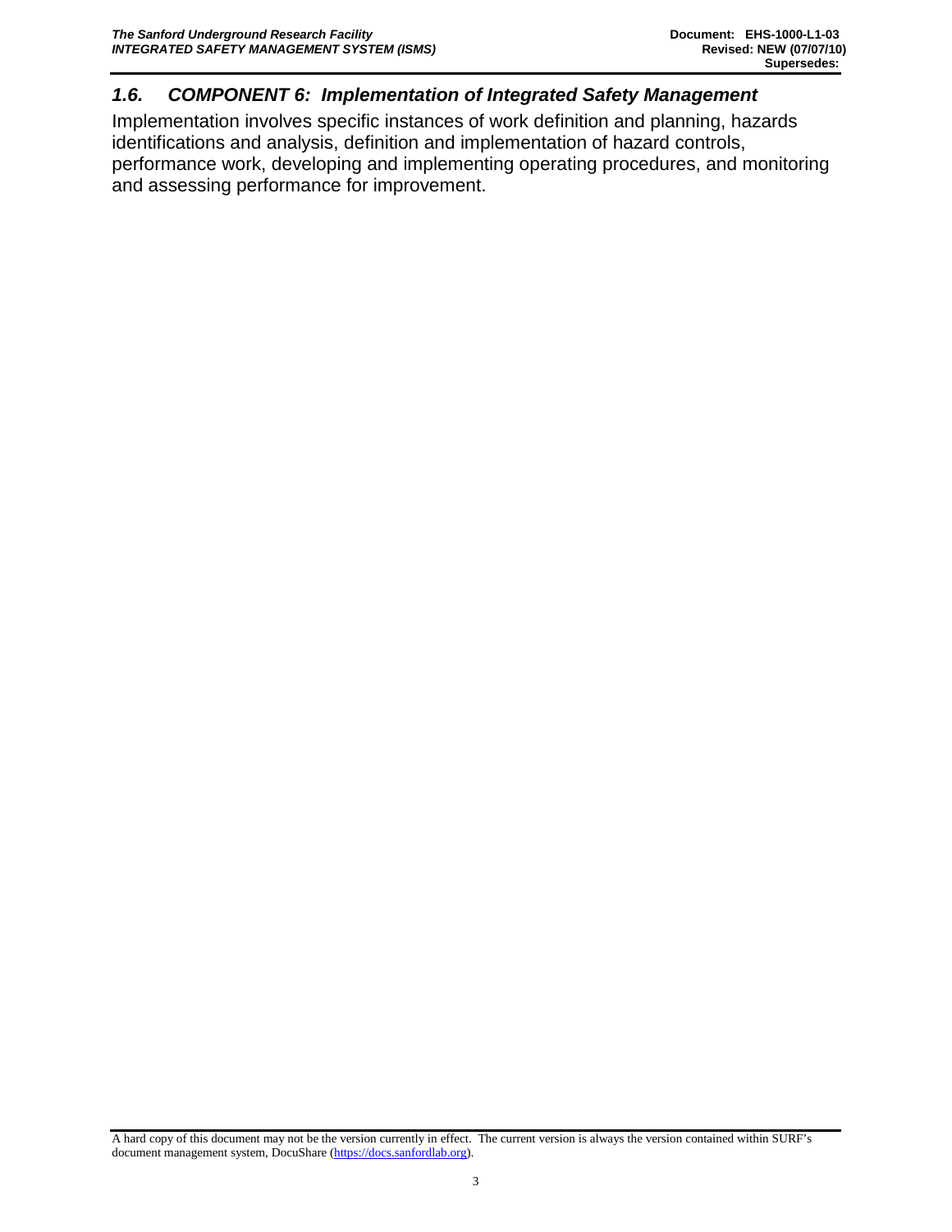## 1.6. COMPONENT 6: Implementation of Integrated Safety Management

Implementation involves specific instances of work definition and planning, hazards identifications and analysis, definition and implementation of hazard controls, performance work, developing and implementing operating procedures, and monitoring and assessing performance for improvement.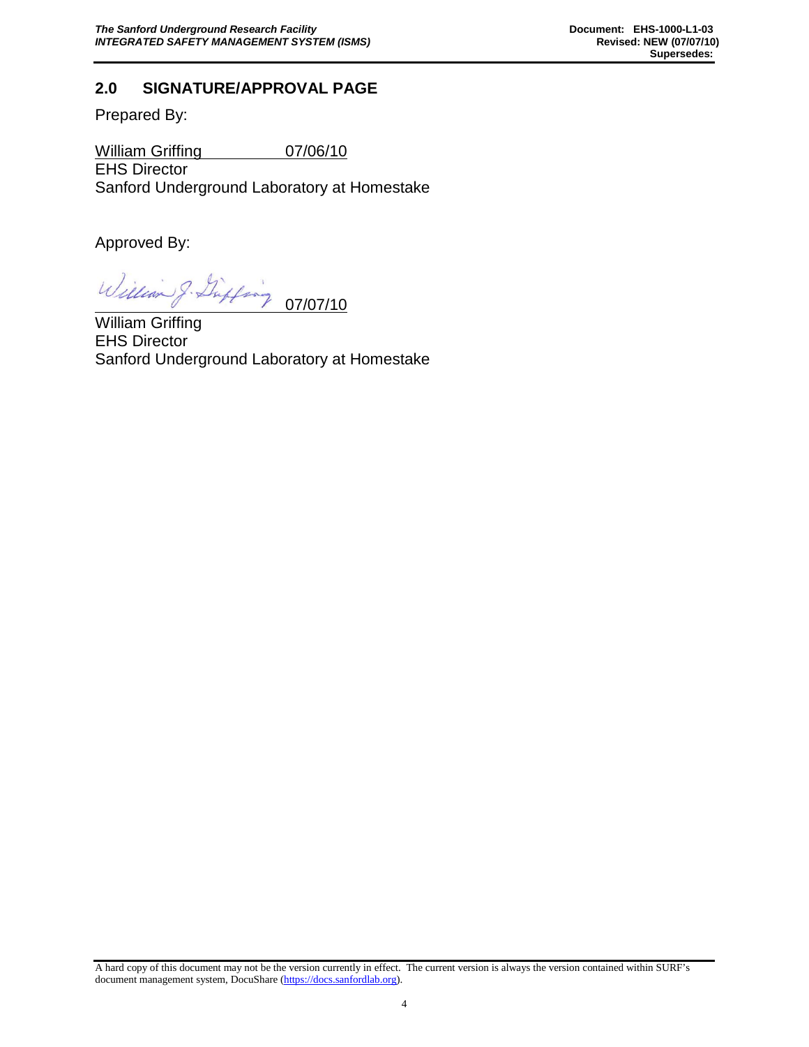## 2.0 SIGNATURE/APPROVAL PAGE

Prepared By:

William Griffing 07/06/10
EHS Director
Sanford Underground Laboratory at Homestake

Approved By:

07/07/10
William Griffing
EHS Director
Sanford Underground Laboratory at Homestake

A hard copy of this document may not be the version currently in effect. The current version is always the version contained within SURF's document management system, DocuShare (https://docs.sanfordlab.org).